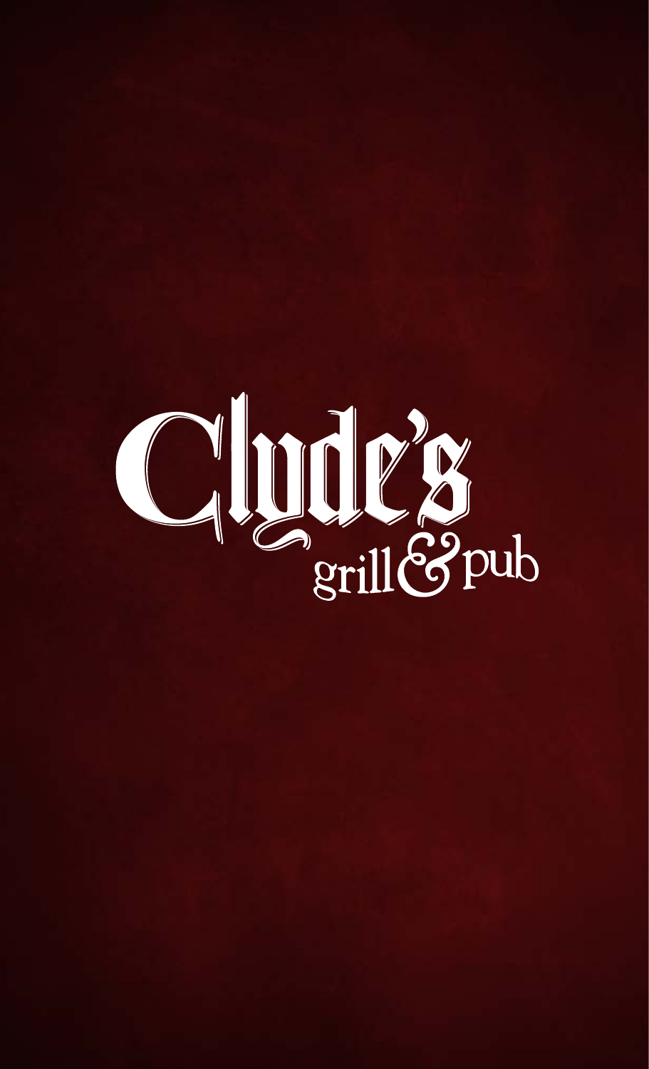# Clyde's

## grill & pub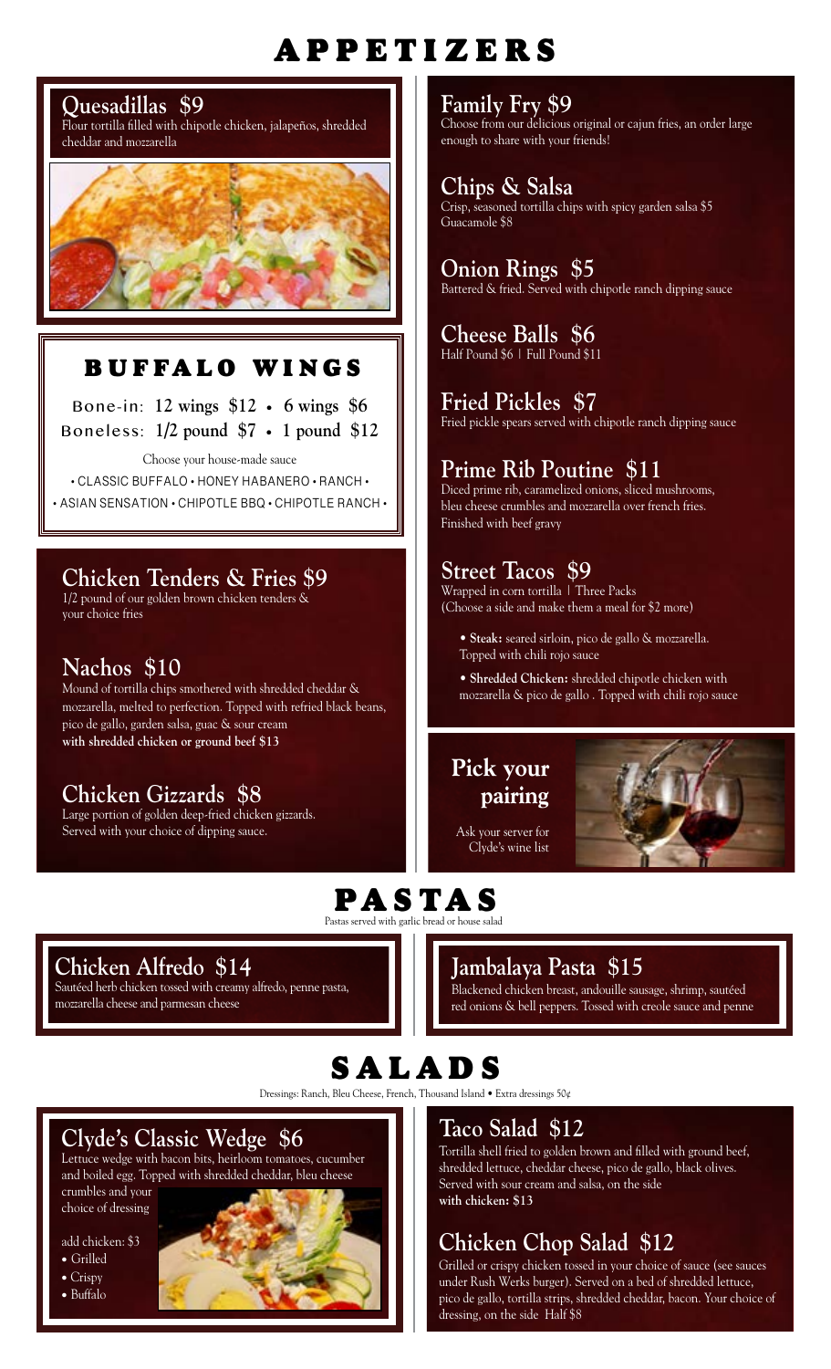# APPETIZERS

## Quesadillas $9

Flour tortilla filled with chipotle chicken, jalapeños, shredded cheddar and mozzarella

## BUFFALO WINGS

Bone-in: **12 wings $12 • 6 wings $6**

Boneless: **1/2 pound $7 • 1 pound $12**

Choose your house-made sauce

• CLASSIC BUFFALO • HONEY HABANERO • RANCH •

• ASIAN SENSATION • CHIPOTLE BBQ • CHIPOTLE RANCH •

## Chicken Tenders & Fries $9

1/2 pound of our golden brown chicken tenders & your choice fries

## Nachos $10

Mound of tortilla chips smothered with shredded cheddar & mozzarella, melted to perfection. Topped with refried black beans, pico de gallo, garden salsa, guac & sour cream

**with shredded chicken or ground beef $13**

## Chicken Gizzards $8

Large portion of golden deep-fried chicken gizzards. Served with your choice of dipping sauce.

## Family Fry $9

Choose from our delicious original or cajun fries, an order large enough to share with your friends!

## Chips & Salsa

Crisp, seasoned tortilla chips with spicy garden salsa $5

Guacamole $8

## Onion Rings $5

Battered & fried. Served with chipotle ranch dipping sauce

## Cheese Balls $6

Half Pound $6 | Full Pound $11

## Fried Pickles $7

Fried pickle spears served with chipotle ranch dipping sauce

## Prime Rib Poutine $11

Diced prime rib, caramelized onions, sliced mushrooms, bleu cheese crumbles and mozzarella over french fries. Finished with beef gravy

## Street Tacos $9

Wrapped in corn tortilla | Three Packs

(Choose a side and make them a meal for $2 more)

- **Steak:** seared sirloin, pico de gallo & mozzarella. Topped with chili rojo sauce
- **Shredded Chicken:** shredded chipotle chicken with mozzarella & pico de gallo . Topped with chili rojo sauce

## Pick your pairing

Ask your server for Clyde's wine list

# PASTAS

Pastas served with garlic bread or house salad

## Chicken Alfredo $14

Sautéed herb chicken tossed with creamy alfredo, penne pasta, mozzarella cheese and parmesan cheese

## Jambalaya Pasta $15

Blackened chicken breast, andouille sausage, shrimp, sautéed red onions & bell peppers. Tossed with creole sauce and penne

# SALADS

Dressings: Ranch, Bleu Cheese, French, Thousand Island • Extra dressings 50¢

## Clyde's Classic Wedge $6

Lettuce wedge with bacon bits, heirloom tomatoes, cucumber and boiled egg. Topped with shredded cheddar, bleu cheese crumbles and your choice of dressing

add chicken: $3

- Grilled
- Crispy
- Buffalo

## Taco Salad $12

Tortilla shell fried to golden brown and filled with ground beef, shredded lettuce, cheddar cheese, pico de gallo, black olives. Served with sour cream and salsa, on the side

**with chicken: $13**

## Chicken Chop Salad $12

Grilled or crispy chicken tossed in your choice of sauce (see sauces under Rush Werks burger). Served on a bed of shredded lettuce, pico de gallo, tortilla strips, shredded cheddar, bacon. Your choice of dressing, on the side Half $8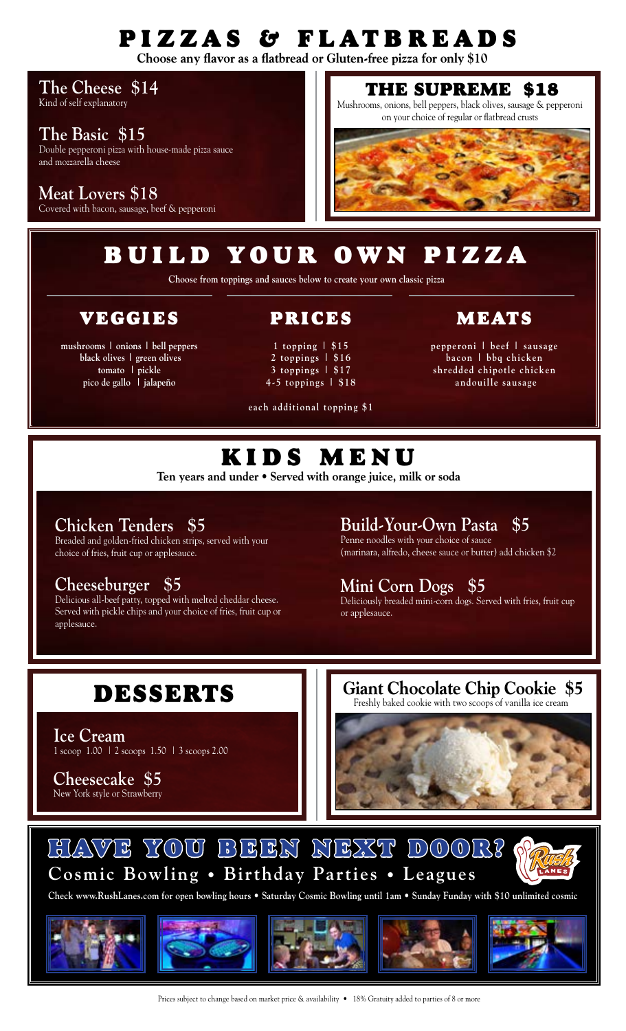# PIZZAS & FLATBREADS

**Choose any flavor as a flatbread or Gluten-free pizza for only $10**

**The Cheese $14**
Kind of self explanatory

**The Basic $15**
Double pepperoni pizza with house-made pizza sauce and mozzarella cheese

**Meat Lovers $18**
Covered with bacon, sausage, beef & pepperoni

**THE SUPREME $18**
Mushrooms, onions, bell peppers, black olives, sausage & pepperoni on your choice of regular or flatbread crusts

# BUILD YOUR OWN PIZZA

**Choose from toppings and sauces below to create your own classic pizza**

## VEGGIES

mushrooms | onions | bell peppers
black olives | green olives
tomato | pickle
pico de gallo | jalapeño

## PRICES

1 topping | $15
2 toppings | $16
3 toppings | $17
4-5 toppings | $18

each additional topping $1

## MEATS

pepperoni | beef | sausage
bacon | bbq chicken
shredded chipotle chicken
andouille sausage

# KIDS MENU

**Ten years and under • Served with orange juice, milk or soda**

**Chicken Tenders $5**
Breaded and golden-fried chicken strips, served with your choice of fries, fruit cup or applesauce.

**Cheeseburger $5**
Delicious all-beef patty, topped with melted cheddar cheese. Served with pickle chips and your choice of fries, fruit cup or applesauce.

**Build-Your-Own Pasta $5**
Penne noodles with your choice of sauce (marinara, alfredo, cheese sauce or butter) add chicken $2

**Mini Corn Dogs $5**
Deliciously breaded mini-corn dogs. Served with fries, fruit cup or applesauce.

# DESSERTS

**Ice Cream**
1 scoop 1.00 | 2 scoops 1.50 | 3 scoops 2.00

**Cheesecake $5**
New York style or Strawberry

**Giant Chocolate Chip Cookie $5**
Freshly baked cookie with two scoops of vanilla ice cream

# HAVE YOU BEEN NEXT DOOR?

**Cosmic Bowling • Birthday Parties • Leagues**

Check www.RushLanes.com for open bowling hours • Saturday Cosmic Bowling until 1am • Sunday Funday with $10 unlimited cosmic

Prices subject to change based on market price & availability • 18% Gratuity added to parties of 8 or more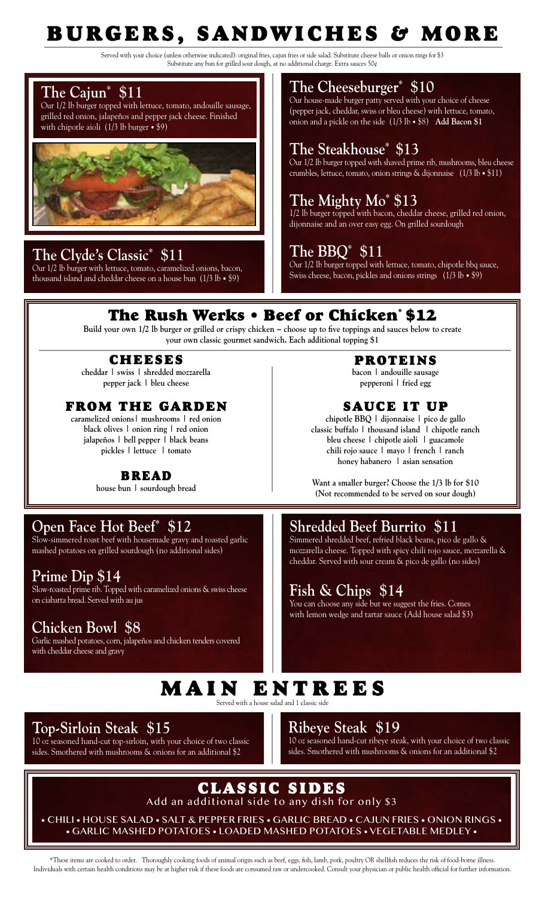# BURGERS, SANDWICHES & MORE

Served with your choice (unless otherwise indicated): original fries, cajun fries or side salad. Substitute cheese balls or onion rings for $3
Substitute any bun for grilled sour dough, at no additional charge. Extra sauces 50¢

## The Cajun* $11

Our 1/2 lb burger topped with lettuce, tomato, andouille sausage, grilled red onion, jalapeños and pepper jack cheese. Finished with chipotle aioli (1/3 lb burger • $9)

## The Clyde's Classic* $11

Our 1/2 lb burger with lettuce, tomato, caramelized onions, bacon, thousand island and cheddar cheese on a house bun (1/3 lb • $9)

## The Cheeseburger* $10

Our house-made burger patty served with your choice of cheese (pepper jack, cheddar, swiss or bleu cheese) with lettuce, tomato, onion and a pickle on the side (1/3 lb • $8) **Add Bacon $1**

## The Steakhouse* $13

Our 1/2 lb burger topped with shaved prime rib, mushrooms, bleu cheese crumbles, lettuce, tomato, onion strings & dijonnaise (1/3 lb • $11)

## The Mighty Mo* $13

1/2 lb burger topped with bacon, cheddar cheese, grilled red onion, dijonnaise and an over easy egg. On grilled sourdough

## The BBQ* $11

Our 1/2 lb burger topped with lettuce, tomato, chipotle bbq sauce, Swiss cheese, bacon, pickles and onions strings (1/3 lb • $9)

## The Rush Werks • Beef or Chicken* $12

**Build your own 1/2 lb burger or grilled or crispy chicken ~ choose up to five toppings and sauces below to create your own classic gourmet sandwich. Each additional topping $1**

### CHEESES

cheddar | swiss | shredded mozzarella
pepper jack | bleu cheese

### FROM THE GARDEN

caramelized onions | mushrooms | red onion
black olives | onion ring | red onion
jalapeños | bell pepper | black beans
pickles | lettuce | tomato

### BREAD

house bun | sourdough bread

### PROTEINS

bacon | andouille sausage
pepperoni | fried egg

### SAUCE IT UP

chipotle BBQ | dijonnaise | pico de gallo
classic buffalo | thousand island | chipotle ranch
bleu cheese | chipotle aioli | guacamole
chili rojo sauce | mayo | french | ranch
honey habanero | asian sensation

**Want a smaller burger? Choose the 1/3 lb for $10**
**(Not recommended to be served on sour dough)**

## Open Face Hot Beef* $12

Slow-simmered roast beef with housemade gravy and roasted garlic mashed potatoes on grilled sourdough (no additional sides)

## Prime Dip $14

Slow-roasted prime rib. Topped with caramelized onions & swiss cheese on ciabatta bread. Served with au jus

## Chicken Bowl $8

Garlic mashed potatoes, corn, jalapeños and chicken tenders covered with cheddar cheese and gravy

## Shredded Beef Burrito $11

Simmered shredded beef, refried black beans, pico de gallo & mozzarella cheese. Topped with spicy chili rojo sauce, mozzarella & cheddar. Served with sour cream & pico de gallo (no sides)

## Fish & Chips $14

You can choose any side but we suggest the fries. Comes with lemon wedge and tartar sauce (Add house salad $3)

# MAIN ENTREES

Served with a house salad and 1 classic side

## Top-Sirloin Steak $15

10 oz seasoned hand-cut top-sirloin, with your choice of two classic sides. Smothered with mushrooms & onions for an additional $2

## Ribeye Steak $19

10 oz seasoned hand-cut ribeye steak, with your choice of two classic sides. Smothered with mushrooms & onions for an additional $2

## CLASSIC SIDES

Add an additional side to any dish for only $3

• CHILI • HOUSE SALAD • SALT & PEPPER FRIES • GARLIC BREAD • CAJUN FRIES • ONION RINGS •
• GARLIC MASHED POTATOES • LOADED MASHED POTATOES • VEGETABLE MEDLEY •

*These items are cooked to order. Thoroughly cooking foods of animal origin such as beef, eggs, fish, lamb, pork, poultry OR shellfish reduces the risk of food-borne illness. Individuals with certain health conditions may be at higher risk if these foods are consumed raw or undercooked. Consult your physician or public health official for further information.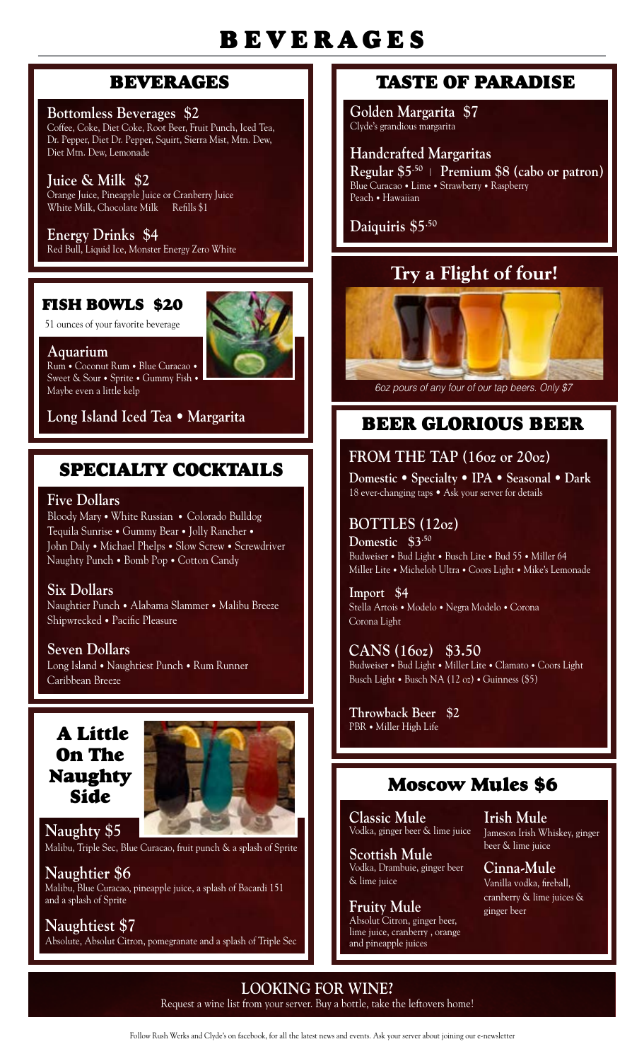# BEVERAGES

## BEVERAGES

**Bottomless Beverages $2**
Coffee, Coke, Diet Coke, Root Beer, Fruit Punch, Iced Tea, Dr. Pepper, Diet Dr. Pepper, Squirt, Sierra Mist, Mtn. Dew, Diet Mtn. Dew, Lemonade

**Juice & Milk $2**
Orange Juice, Pineapple Juice or Cranberry Juice
White Milk, Chocolate Milk Refills $1

**Energy Drinks $4**
Red Bull, Liquid Ice, Monster Energy Zero White

## FISH BOWLS $20

51 ounces of your favorite beverage

**Aquarium**
Rum • Coconut Rum • Blue Curacao • Sweet & Sour • Sprite • Gummy Fish • Maybe even a little kelp

**Long Island Iced Tea • Margarita**

## SPECIALTY COCKTAILS

**Five Dollars**
Bloody Mary • White Russian • Colorado Bulldog
Tequila Sunrise • Gummy Bear • Jolly Rancher •
John Daly • Michael Phelps • Slow Screw • Screwdriver
Naughty Punch • Bomb Pop • Cotton Candy

**Six Dollars**
Naughtier Punch • Alabama Slammer • Malibu Breeze
Shipwrecked • Pacific Pleasure

**Seven Dollars**
Long Island • Naughtiest Punch • Rum Runner
Caribbean Breeze

## A Little On The Naughty Side

**Naughty $5**
Malibu, Triple Sec, Blue Curacao, fruit punch & a splash of Sprite

**Naughtier $6**
Malibu, Blue Curacao, pineapple juice, a splash of Bacardi 151 and a splash of Sprite

**Naughtiest $7**
Absolute, Absolut Citron, pomegranate and a splash of Triple Sec

## TASTE OF PARADISE

**Golden Margarita $7**
Clyde's grandious margarita

**Handcrafted Margaritas**
**Regular $5.50 | Premium $8 (cabo or patron)**
Blue Curacao • Lime • Strawberry • Raspberry
Peach • Hawaiian

**Daiquiris $5.50**

## Try a Flight of four!

*6oz pours of any four of our tap beers. Only $7*

## BEER GLORIOUS BEER

### FROM THE TAP (16oz or 20oz)

**Domestic • Specialty • IPA • Seasonal • Dark**
18 ever-changing taps • Ask your server for details

### BOTTLES (12oz)

**Domestic $3.50**
Budweiser • Bud Light • Busch Lite • Bud 55 • Miller 64
Miller Lite • Michelob Ultra • Coors Light • Mike's Lemonade

**Import $4**
Stella Artois • Modelo • Negra Modelo • Corona
Corona Light

### CANS (16oz) $3.50

Budweiser • Bud Light • Miller Lite • Clamato • Coors Light
Busch Light • Busch NA (12 oz) • Guinness ($5)

**Throwback Beer $2**
PBR • Miller High Life

## Moscow Mules $6

**Classic Mule**
Vodka, ginger beer & lime juice

**Scottish Mule**
Vodka, Drambuie, ginger beer & lime juice

**Fruity Mule**
Absolut Citron, ginger beer, lime juice, cranberry , orange and pineapple juices

**Irish Mule**
Jameson Irish Whiskey, ginger beer & lime juice

**Cinna-Mule**
Vanilla vodka, fireball, cranberry & lime juices & ginger beer

## LOOKING FOR WINE?

Request a wine list from your server. Buy a bottle, take the leftovers home!

Follow Rush Werks and Clyde's on facebook, for all the latest news and events. Ask your server about joining our e-newsletter